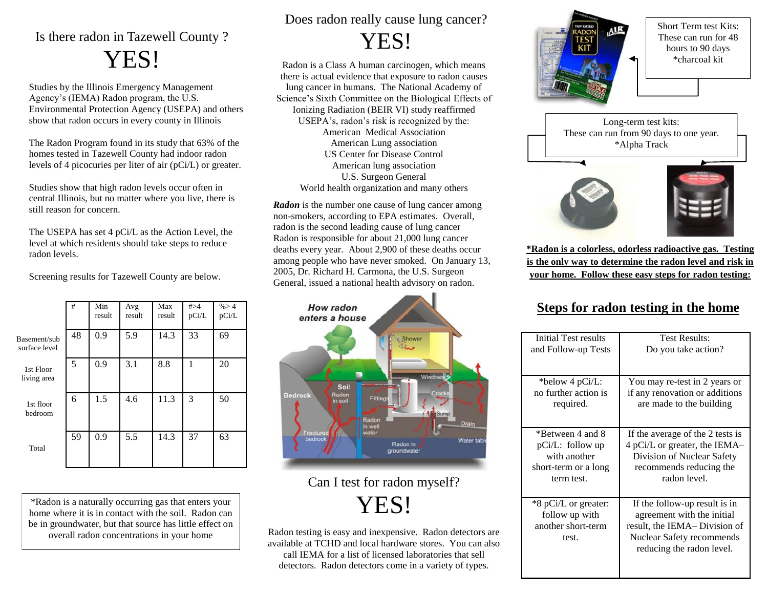## Is there radon in Tazewell County ?

# YES!

Studies by the Illinois Emergency Management Agency's (IEMA) Radon program, the U.S. Environmental Protection Agency (USEPA) and others show that radon occurs in every county in Illinois

The Radon Program found in its study that 63% of the homes tested in Tazewell County had indoor radon levels of 4 picocuries per liter of air (pCi/L) or greater.

Studies show that high radon levels occur often in central Illinois, but no matter where you live, there is still reason for concern.

The USEPA has set 4 pCi/L as the Action Level, the level at which residents should take steps to reduce radon levels.

Screening results for Tazewell County are below.

| | # | Min result | Avg result | Max result | #>4 pCi/L | %> 4 pCi/L |
|---|---|---|---|---|---|---|
| Basement/sub surface level | 48 | 0.9 | 5.9 | 14.3 | 33 | 69 |
| 1st Floor living area | 5 | 0.9 | 3.1 | 8.8 | 1 | 20 |
| 1st floor bedroom | 6 | 1.5 | 4.6 | 11.3 | 3 | 50 |
| Total | 59 | 0.9 | 5.5 | 14.3 | 37 | 63 |

*Radon is a naturally occurring gas that enters your home where it is in contact with the soil. Radon can be in groundwater, but that source has little effect on overall radon concentrations in your home

## Does radon really cause lung cancer?

# YES!

Radon is a Class A human carcinogen, which means there is actual evidence that exposure to radon causes lung cancer in humans. The National Academy of Science's Sixth Committee on the Biological Effects of Ionizing Radiation (BEIR VI) study reaffirmed USEPA's, radon's risk is recognized by the:
American Medical Association
American Lung association
US Center for Disease Control
American lung association
U.S. Surgeon General
World health organization and many others

***Radon*** is the number one cause of lung cancer among non-smokers, according to EPA estimates. Overall, radon is the second leading cause of lung cancer Radon is responsible for about 21,000 lung cancer deaths every year. About 2,900 of these deaths occur among people who have never smoked. On January 13, 2005, Dr. Richard H. Carmona, the U.S. Surgeon General, issued a national health advisory on radon.

## Can I test for radon myself?

# YES!

Radon testing is easy and inexpensive. Radon detectors are available at TCHD and local hardware stores. You can also call IEMA for a list of licensed laboratories that sell detectors. Radon detectors come in a variety of types.

Short Term test Kits: These can run for 48 hours to 90 days *charcoal kit

Long-term test kits: These can run from 90 days to one year. *Alpha Track

**\*Radon is a colorless, odorless radioactive gas. Testing is the only way to determine the radon level and risk in your home. Follow these easy steps for radon testing:**

## Steps for radon testing in the home

| Initial Test results and Follow-up Tests | Test Results: Do you take action? |
|---|---|
| *below 4 pCi/L: no further action is required. | You may re-test in 2 years or if any renovation or additions are made to the building |
| *Between 4 and 8 pCi/L: follow up with another short-term or a long term test. | If the average of the 2 tests is 4 pCi/L or greater, the IEMA– Division of Nuclear Safety recommends reducing the radon level. |
| *8 pCi/L or greater: follow up with another short-term test. | If the follow-up result is in agreement with the initial result, the IEMA– Division of Nuclear Safety recommends reducing the radon level. |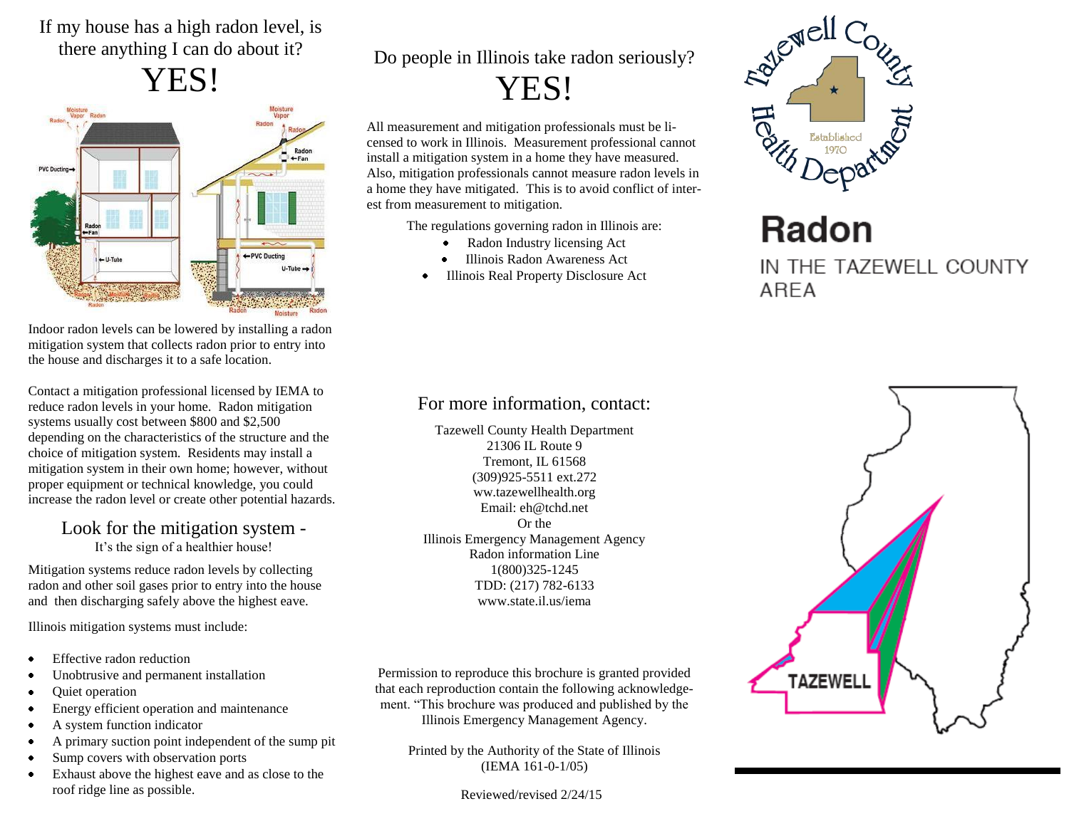## If my house has a high radon level, is there anything I can do about it?

# YES!

Moisture Vapor Radon

Radon

PVC Ducting

Radon Fan

U-Tube

Moisture Vapor

Radon

Radon Fan

PVC Ducting

U-Tube

Radon

Moisture

Indoor radon levels can be lowered by installing a radon mitigation system that collects radon prior to entry into the house and discharges it to a safe location.

Contact a mitigation professional licensed by IEMA to reduce radon levels in your home. Radon mitigation systems usually cost between $800 and $2,500 depending on the characteristics of the structure and the choice of mitigation system. Residents may install a mitigation system in their own home; however, without proper equipment or technical knowledge, you could increase the radon level or create other potential hazards.

## Look for the mitigation system -

It's the sign of a healthier house!

Mitigation systems reduce radon levels by collecting radon and other soil gases prior to entry into the house and then discharging safely above the highest eave.

Illinois mitigation systems must include:

- Effective radon reduction
- Unobtrusive and permanent installation
- Quiet operation
- Energy efficient operation and maintenance
- A system function indicator
- A primary suction point independent of the sump pit
- Sump covers with observation ports
- Exhaust above the highest eave and as close to the roof ridge line as possible.

## Do people in Illinois take radon seriously?

# YES!

All measurement and mitigation professionals must be licensed to work in Illinois. Measurement professional cannot install a mitigation system in a home they have measured. Also, mitigation professionals cannot measure radon levels in a home they have mitigated. This is to avoid conflict of interest from measurement to mitigation.

The regulations governing radon in Illinois are:

- Radon Industry licensing Act
- Illinois Radon Awareness Act
- Illinois Real Property Disclosure Act

## For more information, contact:

Tazewell County Health Department
21306 IL Route 9
Tremont, IL 61568
(309)925-5511 ext.272
ww.tazewellhealth.org
Email: eh@tchd.net
Or the
Illinois Emergency Management Agency
Radon information Line
1(800)325-1245
TDD: (217) 782-6133
www.state.il.us/iema

Permission to reproduce this brochure is granted provided that each reproduction contain the following acknowledgement. "This brochure was produced and published by the Illinois Emergency Management Agency.

Printed by the Authority of the State of Illinois
(IEMA 161-0-1/05)

Reviewed/revised 2/24/15

Tazewell County Health Department
Established 1970

# Radon

IN THE TAZEWELL COUNTY AREA

TAZEWELL